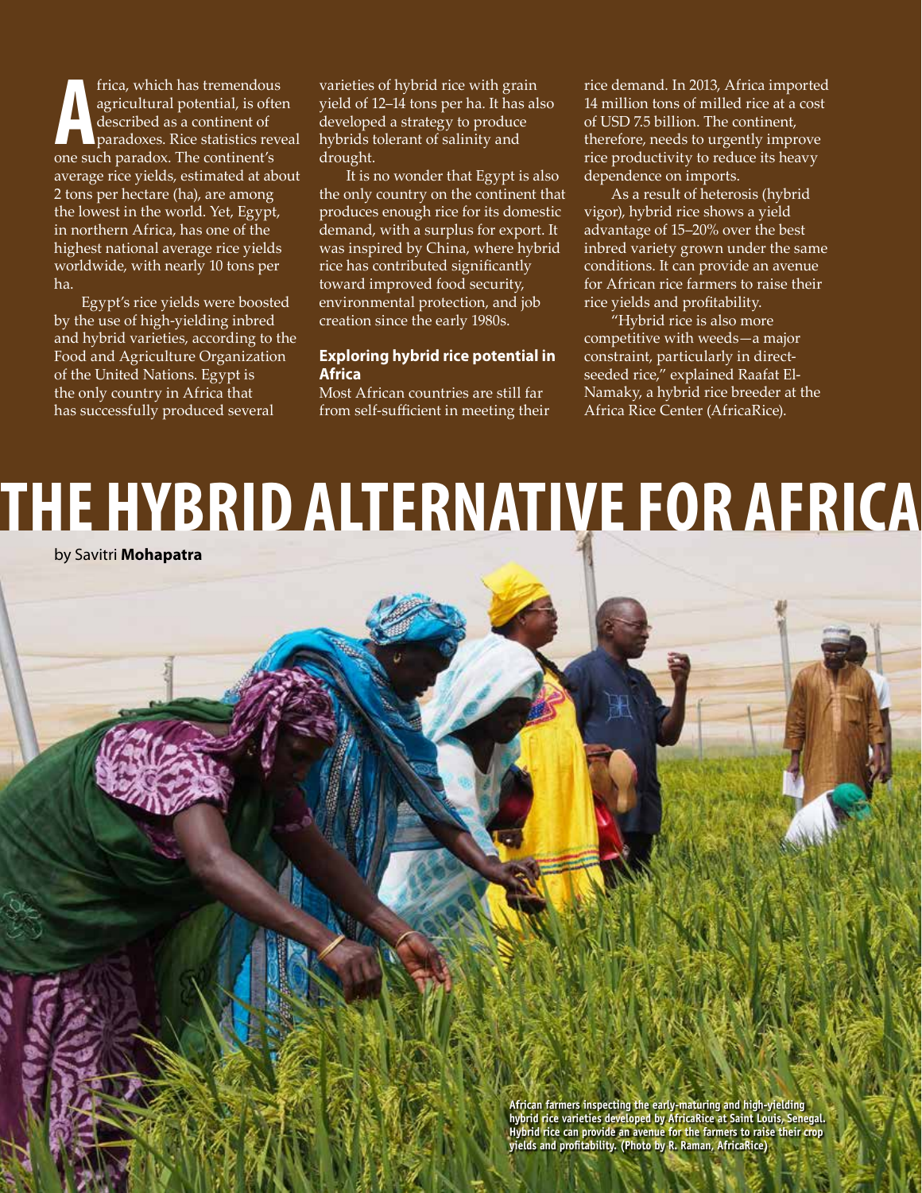# THE HYBRID ALTERNATIVE FOR AFRICA

by Savitri **Mohapatra**

Africa, which has tremendous agricultural potential, is often described as a continent of paradoxes. Rice statistics reveal one such paradox. The continent's average rice yields, estimated at about 2 tons per hectare (ha), are among the lowest in the world. Yet, Egypt, in northern Africa, has one of the highest national average rice yields worldwide, with nearly 10 tons per ha.

Egypt's rice yields were boosted by the use of high-yielding inbred and hybrid varieties, according to the Food and Agriculture Organization of the United Nations. Egypt is the only country in Africa that has successfully produced several varieties of hybrid rice with grain yield of 12–14 tons per ha. It has also developed a strategy to produce hybrids tolerant of salinity and drought.

It is no wonder that Egypt is also the only country on the continent that produces enough rice for its domestic demand, with a surplus for export. It was inspired by China, where hybrid rice has contributed significantly toward improved food security, environmental protection, and job creation since the early 1980s.

### Exploring hybrid rice potential in Africa

Most African countries are still far from self-sufficient in meeting their rice demand. In 2013, Africa imported 14 million tons of milled rice at a cost of USD 7.5 billion. The continent, therefore, needs to urgently improve rice productivity to reduce its heavy dependence on imports.

As a result of heterosis (hybrid vigor), hybrid rice shows a yield advantage of 15–20% over the best inbred variety grown under the same conditions. It can provide an avenue for African rice farmers to raise their rice yields and profitability.

"Hybrid rice is also more competitive with weeds—a major constraint, particularly in direct-seeded rice," explained Raafat El-Namaky, a hybrid rice breeder at the Africa Rice Center (AfricaRice).

African farmers inspecting the early-maturing and high-yielding hybrid rice varieties developed by AfricaRice at Saint Louis, Senegal. Hybrid rice can provide an avenue for the farmers to raise their crop yields and profitability. (Photo by R. Raman, AfricaRice)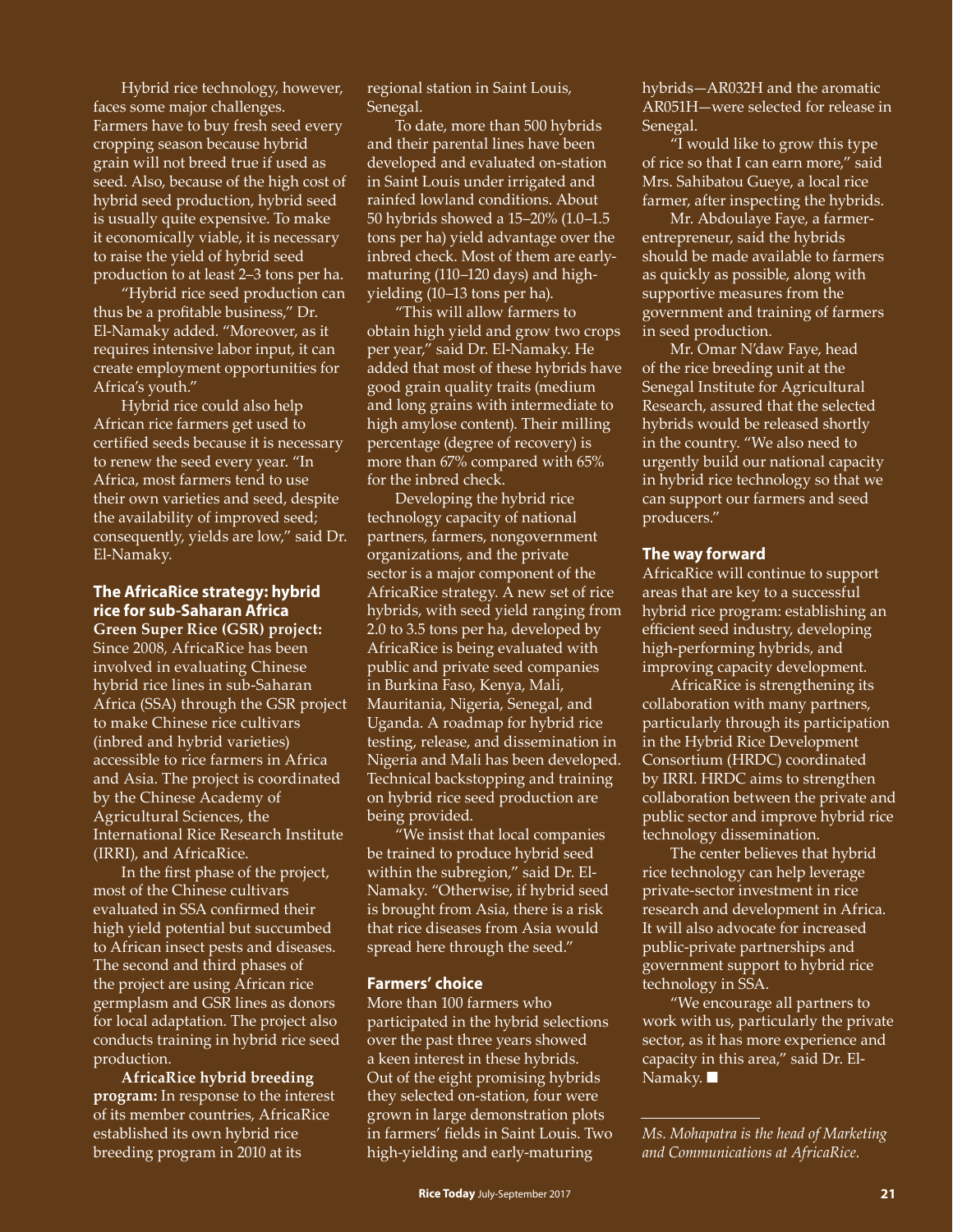Hybrid rice technology, however, faces some major challenges. Farmers have to buy fresh seed every cropping season because hybrid grain will not breed true if used as seed. Also, because of the high cost of hybrid seed production, hybrid seed is usually quite expensive. To make it economically viable, it is necessary to raise the yield of hybrid seed production to at least 2–3 tons per ha.

"Hybrid rice seed production can thus be a profitable business," Dr. El-Namaky added. "Moreover, as it requires intensive labor input, it can create employment opportunities for Africa's youth."

Hybrid rice could also help African rice farmers get used to certified seeds because it is necessary to renew the seed every year. "In Africa, most farmers tend to use their own varieties and seed, despite the availability of improved seed; consequently, yields are low," said Dr. El-Namaky.

## The AfricaRice strategy: hybrid rice for sub-Saharan Africa

**Green Super Rice (GSR) project:** Since 2008, AfricaRice has been involved in evaluating Chinese hybrid rice lines in sub-Saharan Africa (SSA) through the GSR project to make Chinese rice cultivars (inbred and hybrid varieties) accessible to rice farmers in Africa and Asia. The project is coordinated by the Chinese Academy of Agricultural Sciences, the International Rice Research Institute (IRRI), and AfricaRice.

In the first phase of the project, most of the Chinese cultivars evaluated in SSA confirmed their high yield potential but succumbed to African insect pests and diseases. The second and third phases of the project are using African rice germplasm and GSR lines as donors for local adaptation. The project also conducts training in hybrid rice seed production.

**AfricaRice hybrid breeding program:** In response to the interest of its member countries, AfricaRice established its own hybrid rice breeding program in 2010 at its regional station in Saint Louis, Senegal.

To date, more than 500 hybrids and their parental lines have been developed and evaluated on-station in Saint Louis under irrigated and rainfed lowland conditions. About 50 hybrids showed a 15–20% (1.0–1.5 tons per ha) yield advantage over the inbred check. Most of them are early-maturing (110–120 days) and high-yielding (10–13 tons per ha).

"This will allow farmers to obtain high yield and grow two crops per year," said Dr. El-Namaky. He added that most of these hybrids have good grain quality traits (medium and long grains with intermediate to high amylose content). Their milling percentage (degree of recovery) is more than 67% compared with 65% for the inbred check.

Developing the hybrid rice technology capacity of national partners, farmers, nongovernment organizations, and the private sector is a major component of the AfricaRice strategy. A new set of rice hybrids, with seed yield ranging from 2.0 to 3.5 tons per ha, developed by AfricaRice is being evaluated with public and private seed companies in Burkina Faso, Kenya, Mali, Mauritania, Nigeria, Senegal, and Uganda. A roadmap for hybrid rice testing, release, and dissemination in Nigeria and Mali has been developed. Technical backstopping and training on hybrid rice seed production are being provided.

"We insist that local companies be trained to produce hybrid seed within the subregion," said Dr. El-Namaky. "Otherwise, if hybrid seed is brought from Asia, there is a risk that rice diseases from Asia would spread here through the seed."

## Farmers' choice

More than 100 farmers who participated in the hybrid selections over the past three years showed a keen interest in these hybrids. Out of the eight promising hybrids they selected on-station, four were grown in large demonstration plots in farmers' fields in Saint Louis. Two high-yielding and early-maturing hybrids—AR032H and the aromatic AR051H—were selected for release in Senegal.

"I would like to grow this type of rice so that I can earn more," said Mrs. Sahibatou Gueye, a local rice farmer, after inspecting the hybrids.

Mr. Abdoulaye Faye, a farmer-entrepreneur, said the hybrids should be made available to farmers as quickly as possible, along with supportive measures from the government and training of farmers in seed production.

Mr. Omar N'daw Faye, head of the rice breeding unit at the Senegal Institute for Agricultural Research, assured that the selected hybrids would be released shortly in the country. "We also need to urgently build our national capacity in hybrid rice technology so that we can support our farmers and seed producers."

## The way forward

AfricaRice will continue to support areas that are key to a successful hybrid rice program: establishing an efficient seed industry, developing high-performing hybrids, and improving capacity development.

AfricaRice is strengthening its collaboration with many partners, particularly through its participation in the Hybrid Rice Development Consortium (HRDC) coordinated by IRRI. HRDC aims to strengthen collaboration between the private and public sector and improve hybrid rice technology dissemination.

The center believes that hybrid rice technology can help leverage private-sector investment in rice research and development in Africa. It will also advocate for increased public-private partnerships and government support to hybrid rice technology in SSA.

"We encourage all partners to work with us, particularly the private sector, as it has more experience and capacity in this area," said Dr. El-Namaky. ■

---

*Ms. Mohapatra is the head of Marketing and Communications at AfricaRice.*